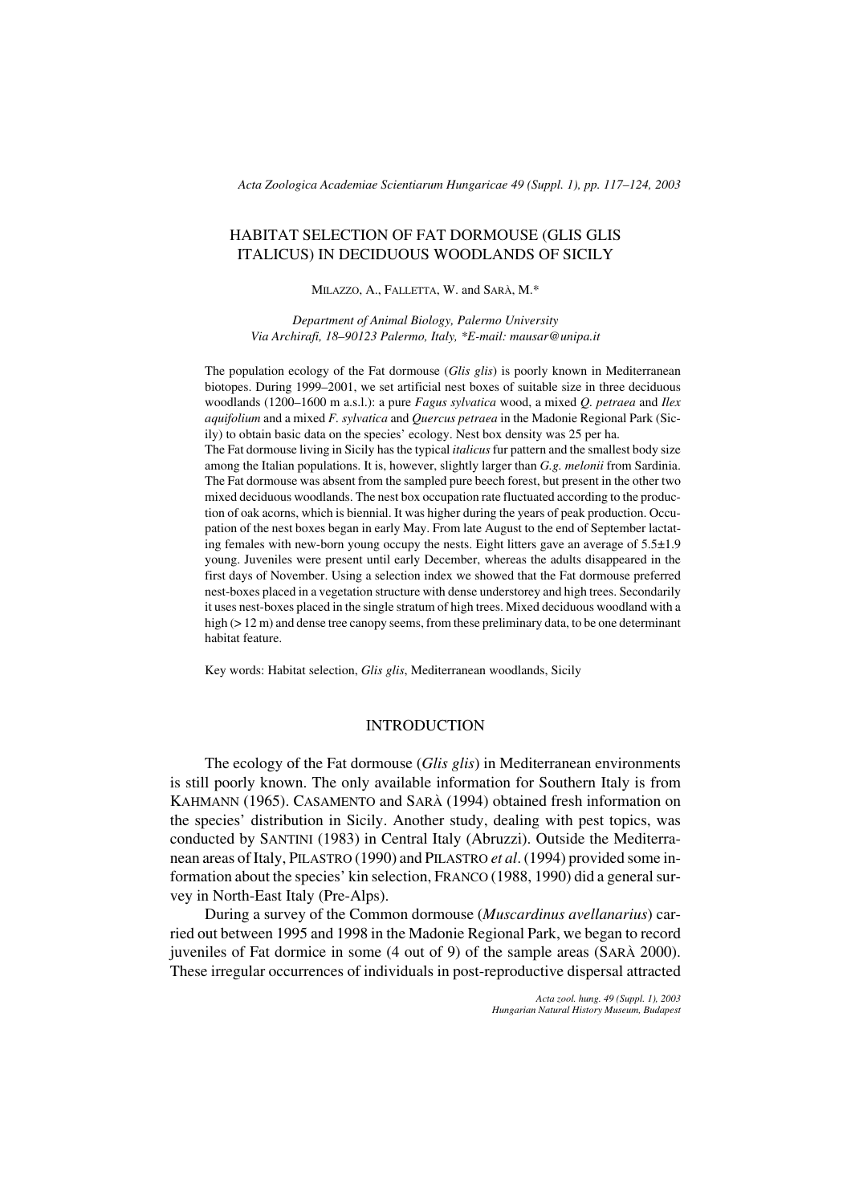# HABITAT SELECTION OF FAT DORMOUSE (GLIS GLIS ITALICUS) IN DECIDUOUS WOODLANDS OF SICILY

MILAZZO, A., FALLETTA, W. and SARÀ, M.*

*Department of Animal Biology, Palermo University*
*Via Archirafi, 18–90123 Palermo, Italy, \*E-mail: mausar@unipa.it*

The population ecology of the Fat dormouse (*Glis glis*) is poorly known in Mediterranean biotopes. During 1999–2001, we set artificial nest boxes of suitable size in three deciduous woodlands (1200–1600 m a.s.l.): a pure *Fagus sylvatica* wood, a mixed *Q. petraea* and *Ilex aquifolium* and a mixed *F. sylvatica* and *Quercus petraea* in the Madonie Regional Park (Sicily) to obtain basic data on the species' ecology. Nest box density was 25 per ha.
The Fat dormouse living in Sicily has the typical *italicus* fur pattern and the smallest body size among the Italian populations. It is, however, slightly larger than *G.g. melonii* from Sardinia. The Fat dormouse was absent from the sampled pure beech forest, but present in the other two mixed deciduous woodlands. The nest box occupation rate fluctuated according to the production of oak acorns, which is biennial. It was higher during the years of peak production. Occupation of the nest boxes began in early May. From late August to the end of September lactating females with new-born young occupy the nests. Eight litters gave an average of 5.5±1.9 young. Juveniles were present until early December, whereas the adults disappeared in the first days of November. Using a selection index we showed that the Fat dormouse preferred nest-boxes placed in a vegetation structure with dense understorey and high trees. Secondarily it uses nest-boxes placed in the single stratum of high trees. Mixed deciduous woodland with a high (> 12 m) and dense tree canopy seems, from these preliminary data, to be one determinant habitat feature.

Key words: Habitat selection, *Glis glis*, Mediterranean woodlands, Sicily

## INTRODUCTION

The ecology of the Fat dormouse (*Glis glis*) in Mediterranean environments is still poorly known. The only available information for Southern Italy is from KAHMANN (1965). CASAMENTO and SARÀ (1994) obtained fresh information on the species' distribution in Sicily. Another study, dealing with pest topics, was conducted by SANTINI (1983) in Central Italy (Abruzzi). Outside the Mediterranean areas of Italy, PILASTRO (1990) and PILASTRO *et al*. (1994) provided some information about the species' kin selection, FRANCO (1988, 1990) did a general survey in North-East Italy (Pre-Alps).

During a survey of the Common dormouse (*Muscardinus avellanarius*) carried out between 1995 and 1998 in the Madonie Regional Park, we began to record juveniles of Fat dormice in some (4 out of 9) of the sample areas (SARÀ 2000). These irregular occurrences of individuals in post-reproductive dispersal attracted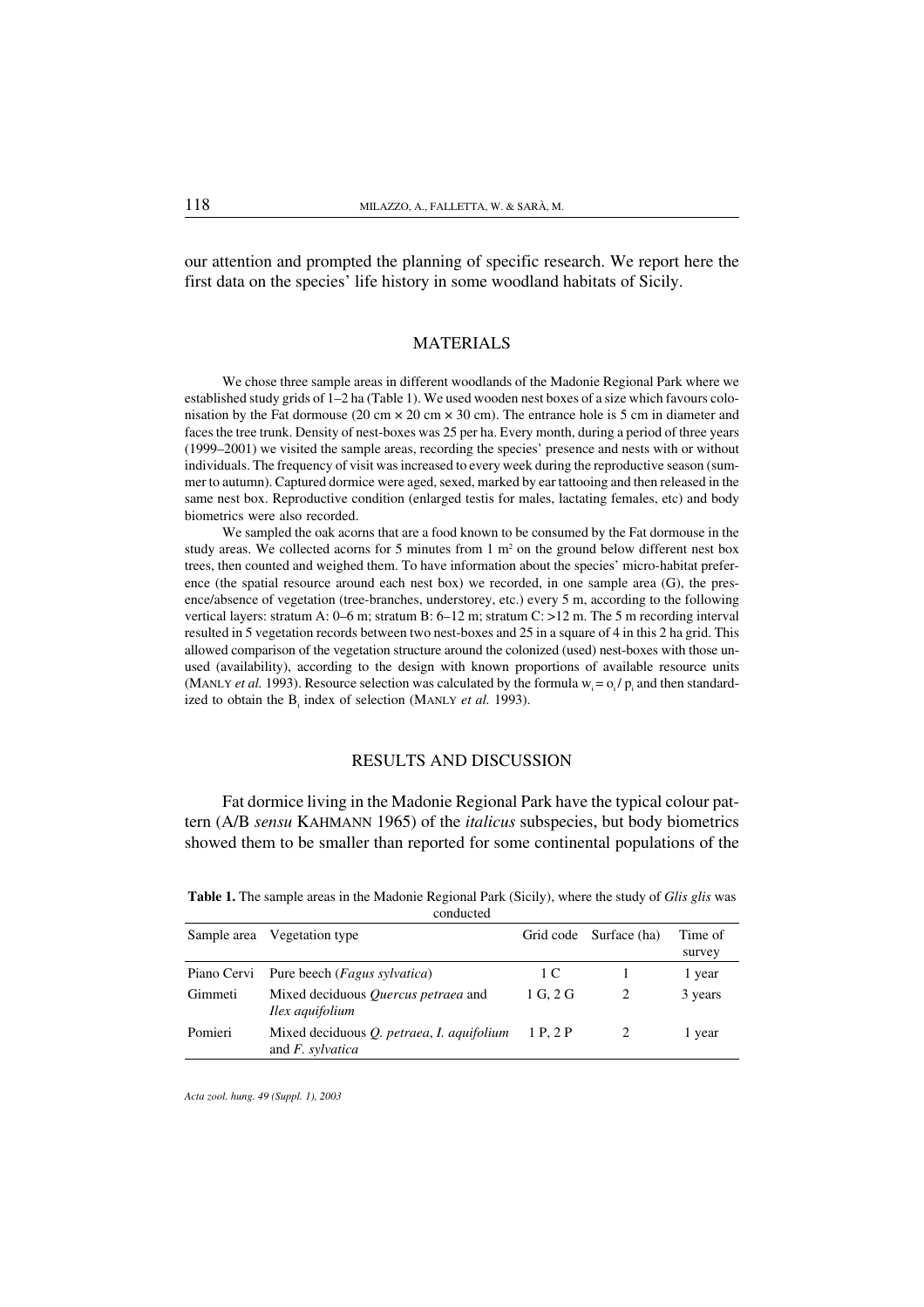our attention and prompted the planning of specific research. We report here the first data on the species' life history in some woodland habitats of Sicily.

## MATERIALS

We chose three sample areas in different woodlands of the Madonie Regional Park where we established study grids of 1–2 ha (Table 1). We used wooden nest boxes of a size which favours colonisation by the Fat dormouse (20 cm × 20 cm × 30 cm). The entrance hole is 5 cm in diameter and faces the tree trunk. Density of nest-boxes was 25 per ha. Every month, during a period of three years (1999–2001) we visited the sample areas, recording the species' presence and nests with or without individuals. The frequency of visit was increased to every week during the reproductive season (summer to autumn). Captured dormice were aged, sexed, marked by ear tattooing and then released in the same nest box. Reproductive condition (enlarged testis for males, lactating females, etc) and body biometrics were also recorded.

We sampled the oak acorns that are a food known to be consumed by the Fat dormouse in the study areas. We collected acorns for 5 minutes from 1 m$^2$ on the ground below different nest box trees, then counted and weighed them. To have information about the species' micro-habitat preference (the spatial resource around each nest box) we recorded, in one sample area (G), the presence/absence of vegetation (tree-branches, understorey, etc.) every 5 m, according to the following vertical layers: stratum A: 0–6 m; stratum B: 6–12 m; stratum C: >12 m. The 5 m recording interval resulted in 5 vegetation records between two nest-boxes and 25 in a square of 4 in this 2 ha grid. This allowed comparison of the vegetation structure around the colonized (used) nest-boxes with those unused (availability), according to the design with known proportions of available resource units (MANLY *et al.* 1993). Resource selection was calculated by the formula $w_i = o_i / p_i$ and then standardized to obtain the $B_i$ index of selection (MANLY *et al.* 1993).

## RESULTS AND DISCUSSION

Fat dormice living in the Madonie Regional Park have the typical colour pattern (A/B *sensu* KAHMANN 1965) of the *italicus* subspecies, but body biometrics showed them to be smaller than reported for some continental populations of the

**Table 1.** The sample areas in the Madonie Regional Park (Sicily), where the study of *Glis glis* was conducted

| Sample area | Vegetation type | Grid code | Surface (ha) | Time of survey |
|---|---|---|---|---|
| Piano Cervi | Pure beech (*Fagus sylvatica*) | 1 C | 1 | 1 year |
| Gimmeti | Mixed deciduous *Quercus petraea* and *Ilex aquifolium* | 1 G, 2 G | 2 | 3 years |
| Pomieri | Mixed deciduous *Q. petraea*, *I. aquifolium* and *F. sylvatica* | 1 P, 2 P | 2 | 1 year |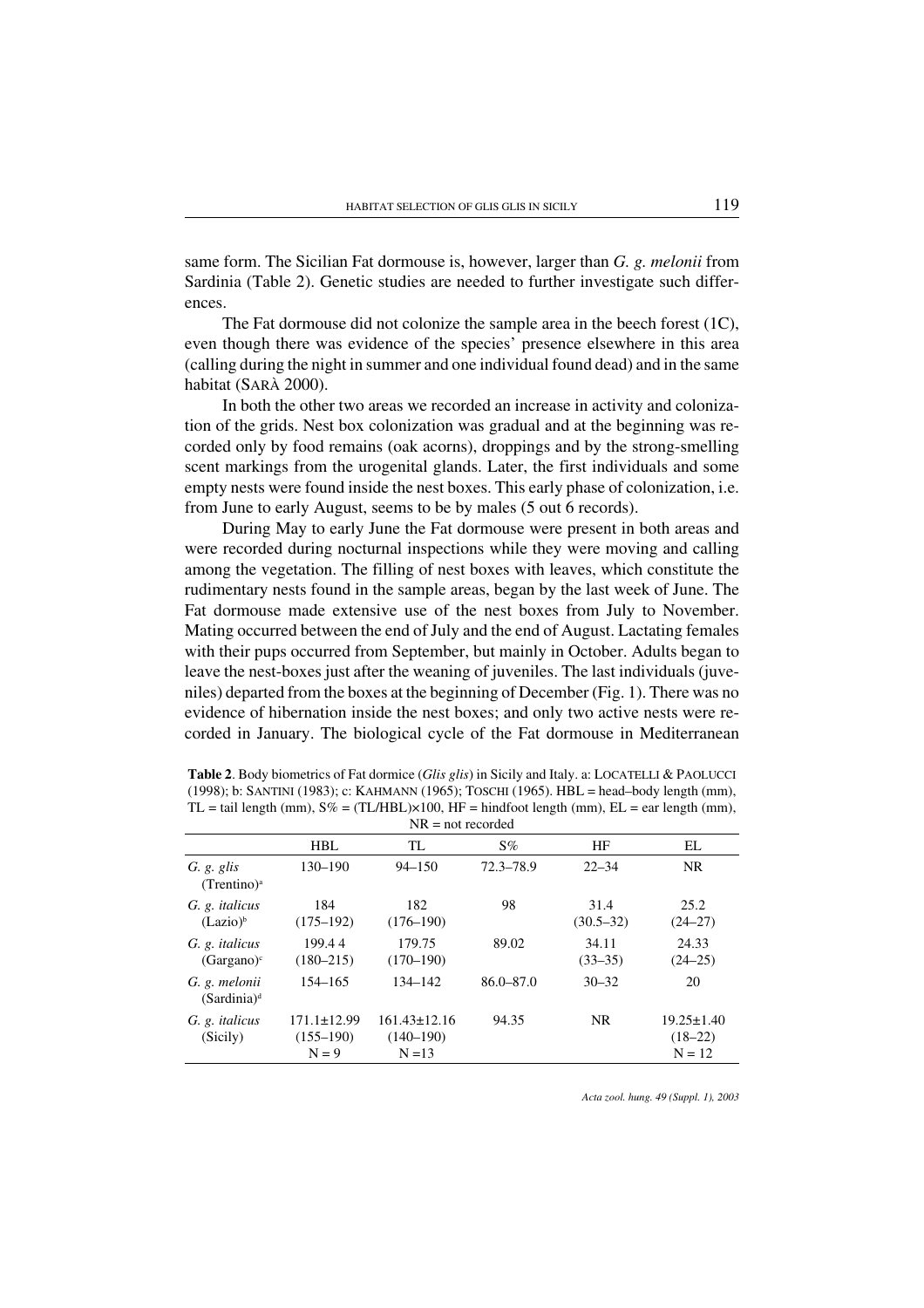same form. The Sicilian Fat dormouse is, however, larger than *G. g. melonii* from Sardinia (Table 2). Genetic studies are needed to further investigate such differences.

The Fat dormouse did not colonize the sample area in the beech forest (1C), even though there was evidence of the species' presence elsewhere in this area (calling during the night in summer and one individual found dead) and in the same habitat (SARÀ 2000).

In both the other two areas we recorded an increase in activity and colonization of the grids. Nest box colonization was gradual and at the beginning was recorded only by food remains (oak acorns), droppings and by the strong-smelling scent markings from the urogenital glands. Later, the first individuals and some empty nests were found inside the nest boxes. This early phase of colonization, i.e. from June to early August, seems to be by males (5 out 6 records).

During May to early June the Fat dormouse were present in both areas and were recorded during nocturnal inspections while they were moving and calling among the vegetation. The filling of nest boxes with leaves, which constitute the rudimentary nests found in the sample areas, began by the last week of June. The Fat dormouse made extensive use of the nest boxes from July to November. Mating occurred between the end of July and the end of August. Lactating females with their pups occurred from September, but mainly in October. Adults began to leave the nest-boxes just after the weaning of juveniles. The last individuals (juveniles) departed from the boxes at the beginning of December (Fig. 1). There was no evidence of hibernation inside the nest boxes; and only two active nests were recorded in January. The biological cycle of the Fat dormouse in Mediterranean

**Table 2**. Body biometrics of Fat dormice (*Glis glis*) in Sicily and Italy. a: LOCATELLI & PAOLUCCI (1998); b: SANTINI (1983); c: KAHMANN (1965); TOSCHI (1965). HBL = head–body length (mm), TL = tail length (mm), S% = (TL/HBL)×100, HF = hindfoot length (mm), EL = ear length (mm), NR = not recorded

| | HBL | TL | S% | HF | EL |
|---|---|---|---|---|---|
| *G. g. glis* (Trentino)[a] | 130–190 | 94–150 | 72.3–78.9 | 22–34 | NR |
| *G. g. italicus* (Lazio)[b] | 184 (175–192) | 182 (176–190) | 98 | 31.4 (30.5–32) | 25.2 (24–27) |
| *G. g. italicus* (Gargano)[c] | 199.4 4 (180–215) | 179.75 (170–190) | 89.02 | 34.11 (33–35) | 24.33 (24–25) |
| *G. g. melonii* (Sardinia)[d] | 154–165 | 134–142 | 86.0–87.0 | 30–32 | 20 |
| *G. g. italicus* (Sicily) | 171.1±12.99 (155–190) N = 9 | 161.43±12.16 (140–190) N =13 | 94.35 | NR | 19.25±1.40 (18–22) N = 12 |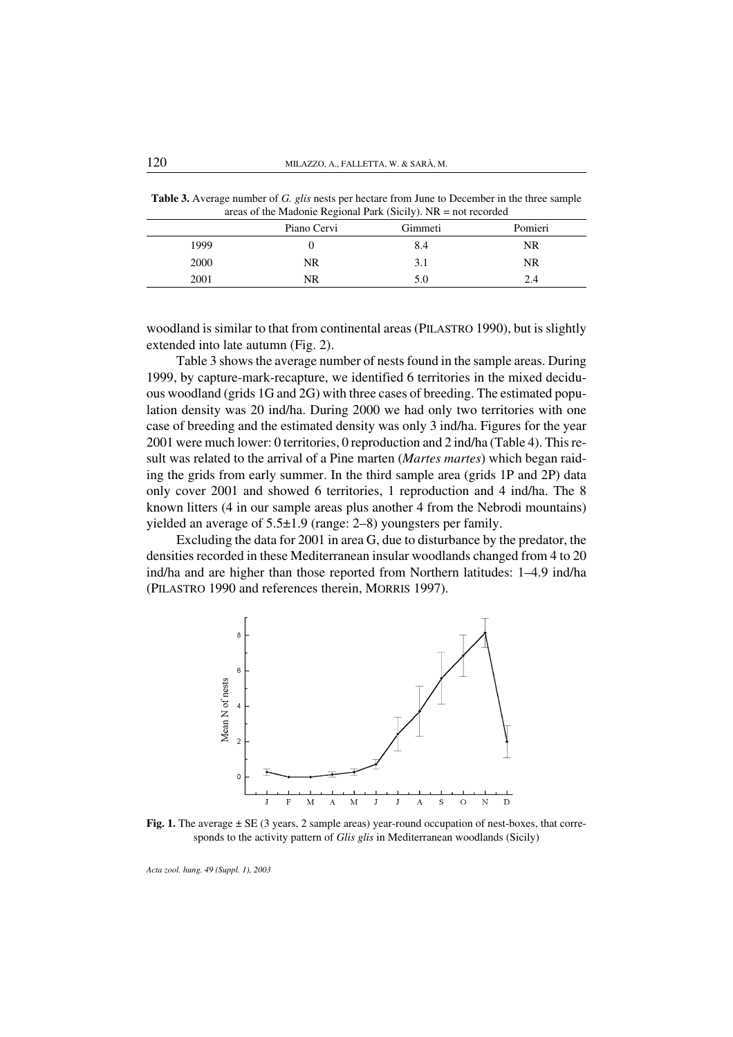**Table 3.** Average number of *G. glis* nests per hectare from June to December in the three sample areas of the Madonie Regional Park (Sicily). NR = not recorded

| | Piano Cervi | Gimmeti | Pomieri |
|---|---|---|---|
| 1999 | 0 | 8.4 | NR |
| 2000 | NR | 3.1 | NR |
| 2001 | NR | 5.0 | 2.4 |

woodland is similar to that from continental areas (Pilastro 1990), but is slightly extended into late autumn (Fig. 2).

Table 3 shows the average number of nests found in the sample areas. During 1999, by capture-mark-recapture, we identified 6 territories in the mixed deciduous woodland (grids 1G and 2G) with three cases of breeding. The estimated population density was 20 ind/ha. During 2000 we had only two territories with one case of breeding and the estimated density was only 3 ind/ha. Figures for the year 2001 were much lower: 0 territories, 0 reproduction and 2 ind/ha (Table 4). This result was related to the arrival of a Pine marten (*Martes martes*) which began raiding the grids from early summer. In the third sample area (grids 1P and 2P) data only cover 2001 and showed 6 territories, 1 reproduction and 4 ind/ha. The 8 known litters (4 in our sample areas plus another 4 from the Nebrodi mountains) yielded an average of 5.5±1.9 (range: 2–8) youngsters per family.

Excluding the data for 2001 in area G, due to disturbance by the predator, the densities recorded in these Mediterranean insular woodlands changed from 4 to 20 ind/ha and are higher than those reported from Northern latitudes: 1–4.9 ind/ha (Pilastro 1990 and references therein, Morris 1997).

**Fig. 1.** The average ± SE (3 years, 2 sample areas) year-round occupation of nest-boxes, that corresponds to the activity pattern of *Glis glis* in Mediterranean woodlands (Sicily)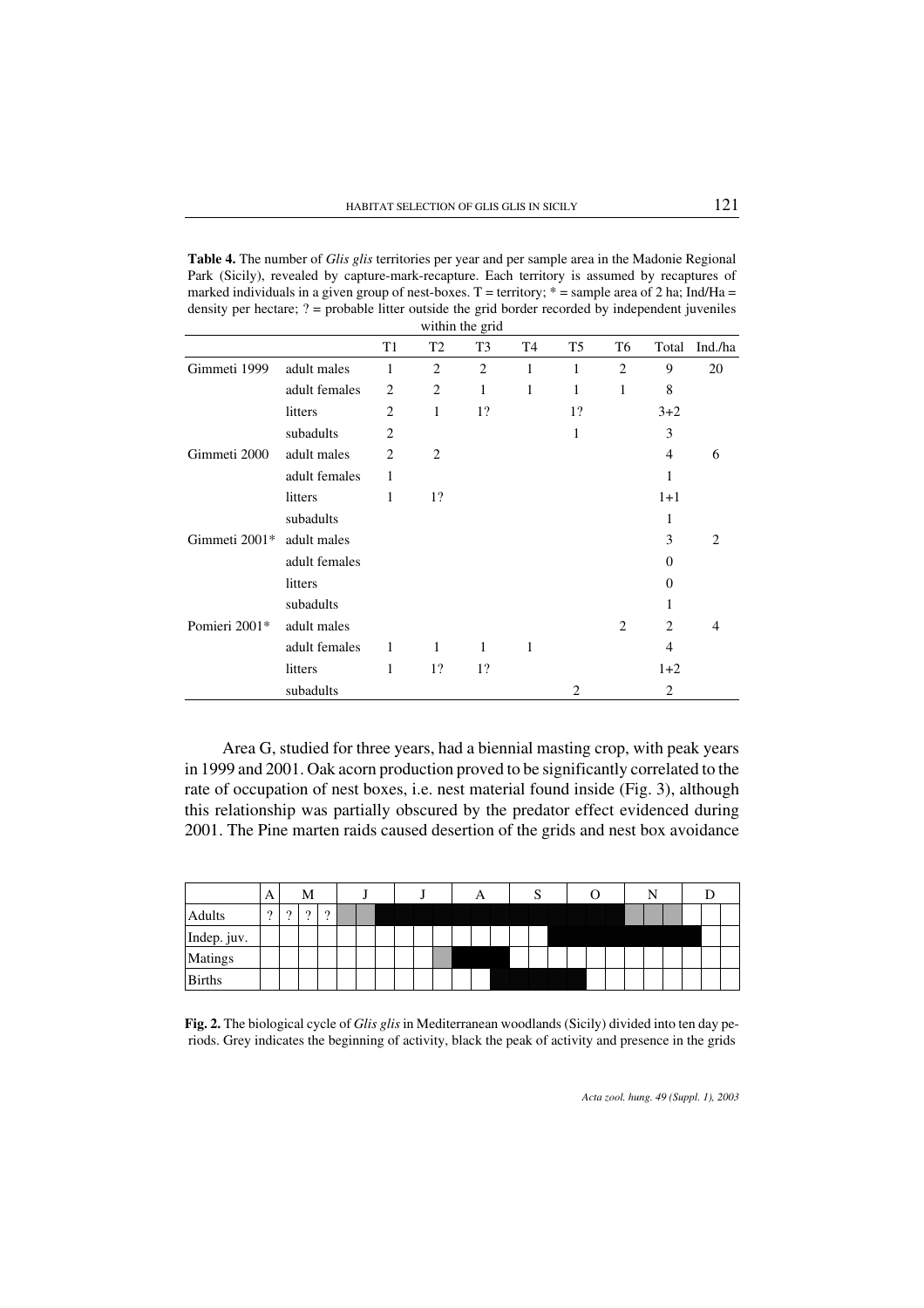**Table 4.** The number of *Glis glis* territories per year and per sample area in the Madonie Regional Park (Sicily), revealed by capture-mark-recapture. Each territory is assumed by recaptures of marked individuals in a given group of nest-boxes. T = territory; * = sample area of 2 ha; Ind/Ha = density per hectare; ? = probable litter outside the grid border recorded by independent juveniles within the grid

| | | T1 | T2 | T3 | T4 | T5 | T6 | Total | Ind./ha |
|---|---|---|---|---|---|---|---|---|---|
| Gimmeti 1999 | adult males | 1 | 2 | 2 | 1 | 1 | 2 | 9 | 20 |
| | adult females | 2 | 2 | 1 | 1 | 1 | 1 | 8 | |
| | litters | 2 | 1 | 1? | | 1? | | 3+2 | |
| | subadults | 2 | | | | 1 | | 3 | |
| Gimmeti 2000 | adult males | 2 | 2 | | | | | 4 | 6 |
| | adult females | 1 | | | | | | 1 | |
| | litters | 1 | 1? | | | | | 1+1 | |
| | subadults | | | | | | | 1 | |
| Gimmeti 2001* | adult males | | | | | | | 3 | 2 |
| | adult females | | | | | | | 0 | |
| | litters | | | | | | | 0 | |
| | subadults | | | | | | | 1 | |
| Pomieri 2001* | adult males | | | | | | 2 | 2 | 4 |
| | adult females | 1 | 1 | 1 | 1 | | | 4 | |
| | litters | 1 | 1? | 1? | | | | 1+2 | |
| | subadults | | | | | 2 | | 2 | |

Area G, studied for three years, had a biennial masting crop, with peak years in 1999 and 2001. Oak acorn production proved to be significantly correlated to the rate of occupation of nest boxes, i.e. nest material found inside (Fig. 3), although this relationship was partially obscured by the predator effect evidenced during 2001. The Pine marten raids caused desertion of the grids and nest box avoidance

| | A | M | | | J | | | J | | | A | | | S | | | O | | | N | | | D | | |
|---|---|---|---|---|---|---|---|---|---|---|---|---|---|---|---|---|---|---|---|---|---|---|---|---|---|
| Adults | ? | ? | ? | ? | ▒ | ▒ | ■ | ■ | ■ | ■ | ■ | ■ | ■ | ■ | ■ | ■ | ■ | ■ | ■ | ▒ | ▒ | ▒ | | | |
| Indep. juv. | | | | | | | | | | | | | | | | ■ | ■ | ■ | ■ | ■ | ■ | ■ | ■ | ■ | | |
| Matings | | | | | | | | | | ▒ | ■ | ■ | ■ | | | | | | | | | | | | |
| Births | | | | | | | | | | | | | ■ | ■ | ■ | ■ | ■ | | | | | | | | |

**Fig. 2.** The biological cycle of *Glis glis* in Mediterranean woodlands (Sicily) divided into ten day periods. Grey indicates the beginning of activity, black the peak of activity and presence in the grids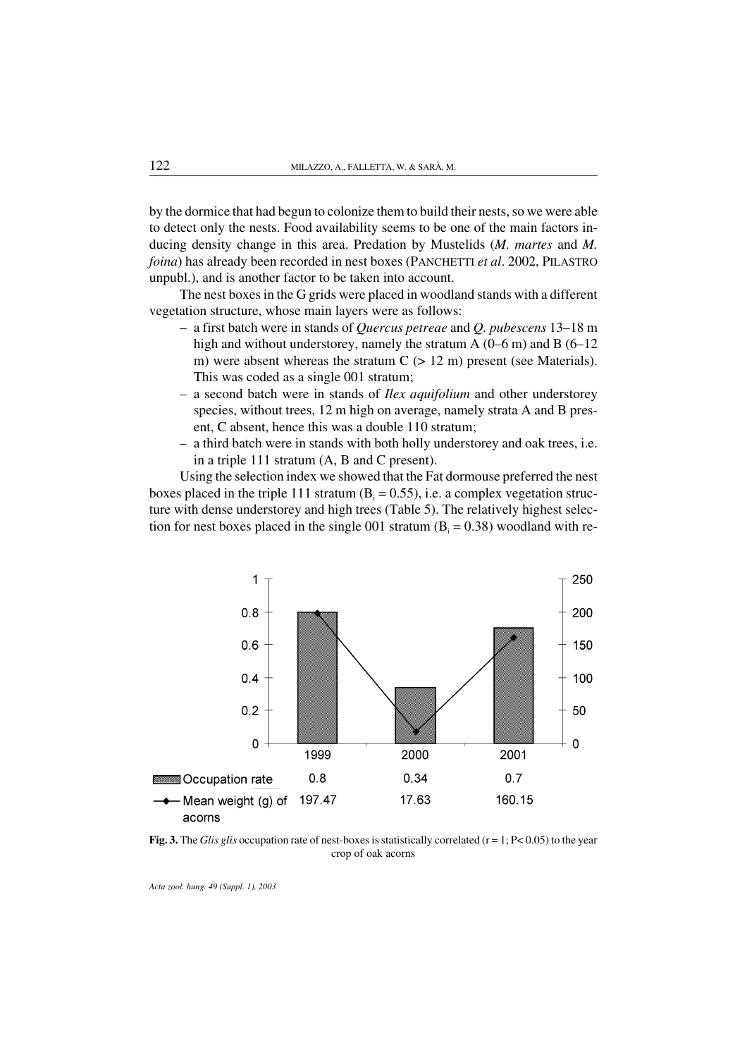by the dormice that had begun to colonize them to build their nests, so we were able to detect only the nests. Food availability seems to be one of the main factors inducing density change in this area. Predation by Mustelids (*M. martes* and *M. foina*) has already been recorded in nest boxes (PANCHETTI *et al*. 2002, PILASTRO unpubl.), and is another factor to be taken into account.

The nest boxes in the G grids were placed in woodland stands with a different vegetation structure, whose main layers were as follows:

– a first batch were in stands of *Quercus petreae* and *Q. pubescens* 13–18 m high and without understorey, namely the stratum A (0–6 m) and B (6–12 m) were absent whereas the stratum C (> 12 m) present (see Materials). This was coded as a single 001 stratum;
– a second batch were in stands of *Ilex aquifolium* and other understorey species, without trees, 12 m high on average, namely strata A and B present, C absent, hence this was a double 110 stratum;
– a third batch were in stands with both holly understorey and oak trees, i.e. in a triple 111 stratum (A, B and C present).

Using the selection index we showed that the Fat dormouse preferred the nest boxes placed in the triple 111 stratum ($B_i = 0.55$), i.e. a complex vegetation structure with dense understorey and high trees (Table 5). The relatively highest selection for nest boxes placed in the single 001 stratum ($B_i = 0.38$) woodland with re-

| | 1999 | 2000 | 2001 |
|---|---|---|---|
| Occupation rate | 0.8 | 0.34 | 0.7 |
| Mean weight (g) of acorns | 197.47 | 17.63 | 160.15 |

**Fig. 3.** The *Glis glis* occupation rate of nest-boxes is statistically correlated ($r = 1$; $P < 0.05$) to the year crop of oak acorns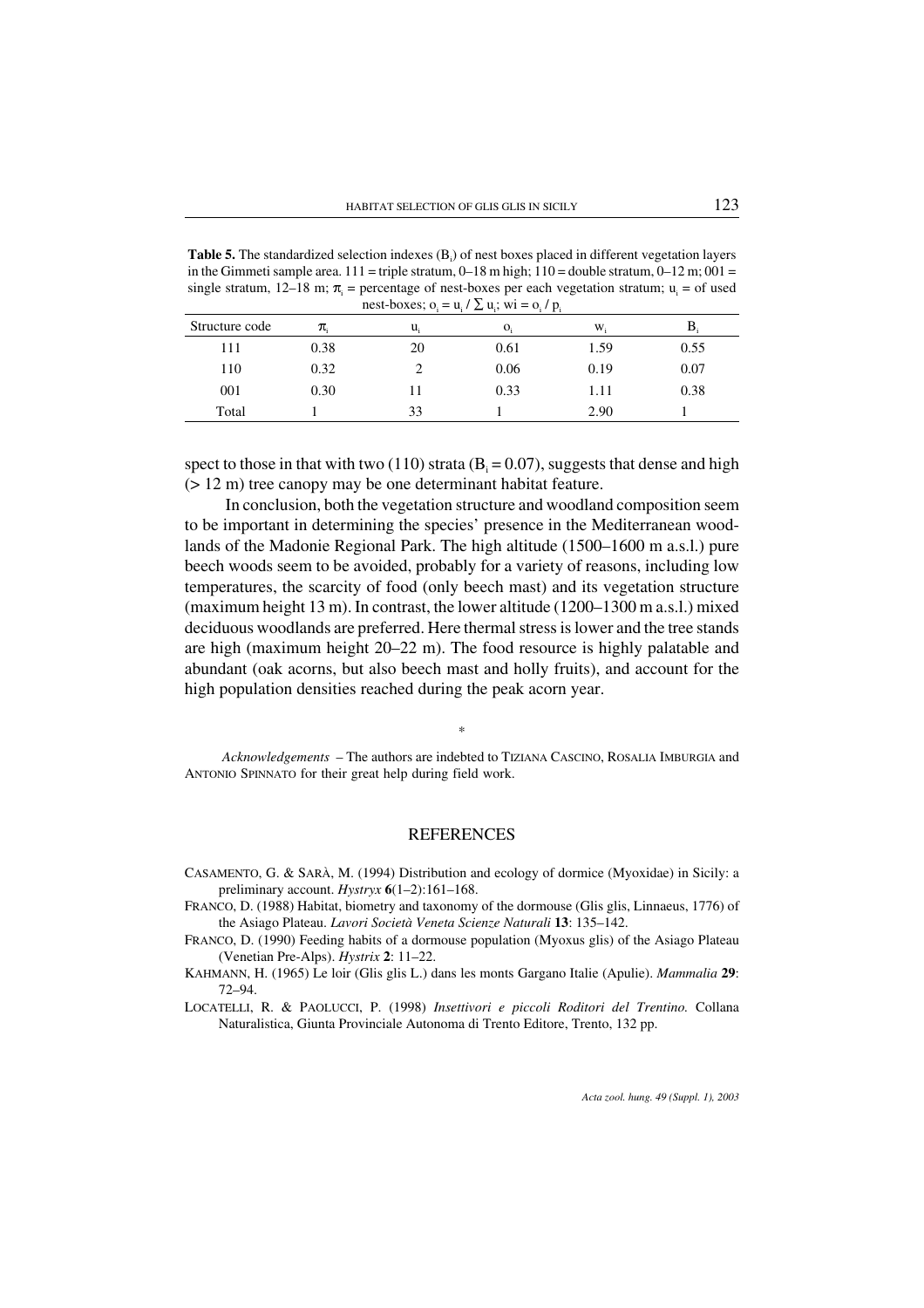**Table 5.** The standardized selection indexes ($B_i$) of nest boxes placed in different vegetation layers in the Gimmeti sample area. 111 = triple stratum, 0–18 m high; 110 = double stratum, 0–12 m; 001 = single stratum, 12–18 m; $\pi_i$ = percentage of nest-boxes per each vegetation stratum; $u_i$ = of used nest-boxes; $o_i = u_i / \sum u_i$; $wi = o_i / p_i$

| Structure code | $\pi_i$ | $u_i$ | $o_i$ | $w_i$ | $B_i$ |
|---|---|---|---|---|---|
| 111 | 0.38 | 20 | 0.61 | 1.59 | 0.55 |
| 110 | 0.32 | 2 | 0.06 | 0.19 | 0.07 |
| 001 | 0.30 | 11 | 0.33 | 1.11 | 0.38 |
| Total | 1 | 33 | 1 | 2.90 | 1 |

spect to those in that with two (110) strata ($B_i = 0.07$), suggests that dense and high (> 12 m) tree canopy may be one determinant habitat feature.

In conclusion, both the vegetation structure and woodland composition seem to be important in determining the species' presence in the Mediterranean woodlands of the Madonie Regional Park. The high altitude (1500–1600 m a.s.l.) pure beech woods seem to be avoided, probably for a variety of reasons, including low temperatures, the scarcity of food (only beech mast) and its vegetation structure (maximum height 13 m). In contrast, the lower altitude (1200–1300 m a.s.l.) mixed deciduous woodlands are preferred. Here thermal stress is lower and the tree stands are high (maximum height 20–22 m). The food resource is highly palatable and abundant (oak acorns, but also beech mast and holly fruits), and account for the high population densities reached during the peak acorn year.

*

*Acknowledgements* – The authors are indebted to TIZIANA CASCINO, ROSALIA IMBURGIA and ANTONIO SPINNATO for their great help during field work.

## REFERENCES

CASAMENTO, G. & SARÀ, M. (1994) Distribution and ecology of dormice (Myoxidae) in Sicily: a preliminary account. *Hystryx* **6**(1–2):161–168.

FRANCO, D. (1988) Habitat, biometry and taxonomy of the dormouse (Glis glis, Linnaeus, 1776) of the Asiago Plateau. *Lavori Società Veneta Scienze Naturali* **13**: 135–142.

FRANCO, D. (1990) Feeding habits of a dormouse population (Myoxus glis) of the Asiago Plateau (Venetian Pre-Alps). *Hystrix* **2**: 11–22.

KAHMANN, H. (1965) Le loir (Glis glis L.) dans les monts Gargano Italie (Apulie). *Mammalia* **29**: 72–94.

LOCATELLI, R. & PAOLUCCI, P. (1998) *Insettivori e piccoli Roditori del Trentino.* Collana Naturalistica, Giunta Provinciale Autonoma di Trento Editore, Trento, 132 pp.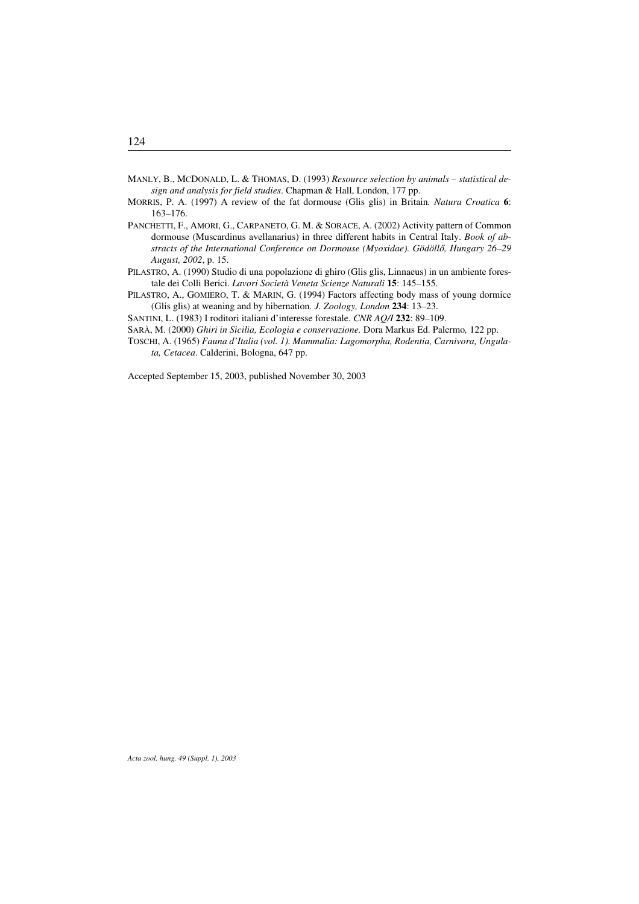MANLY, B., MCDONALD, L. & THOMAS, D. (1993) *Resource selection by animals – statistical design and analysis for field studies*. Chapman & Hall, London, 177 pp.

MORRIS, P. A. (1997) A review of the fat dormouse (Glis glis) in Britain. *Natura Croatica* **6**: 163–176.

PANCHETTI, F., AMORI, G., CARPANETO, G. M. & SORACE, A. (2002) Activity pattern of Common dormouse (Muscardinus avellanarius) in three different habits in Central Italy. *Book of abstracts of the International Conference on Dormouse (Myoxidae). Gödöllő, Hungary 26–29 August, 2002*, p. 15.

PILASTRO, A. (1990) Studio di una popolazione di ghiro (Glis glis, Linnaeus) in un ambiente forestale dei Colli Berici. *Lavori Società Veneta Scienze Naturali* **15**: 145–155.

PILASTRO, A., GOMIERO, T. & MARIN, G. (1994) Factors affecting body mass of young dormice (Glis glis) at weaning and by hibernation. *J. Zoology, London* **234**: 13–23.

SANTINI, L. (1983) I roditori italiani d'interesse forestale. *CNR AQ/I* **232**: 89–109.

SARÀ, M. (2000) *Ghiri in Sicilia, Ecologia e conservazione.* Dora Markus Ed. Palermo*,* 122 pp.

TOSCHI, A. (1965) *Fauna d'Italia (vol. 1). Mammalia: Lagomorpha, Rodentia, Carnivora, Ungulata, Cetacea*. Calderini, Bologna, 647 pp.

Accepted September 15, 2003, published November 30, 2003